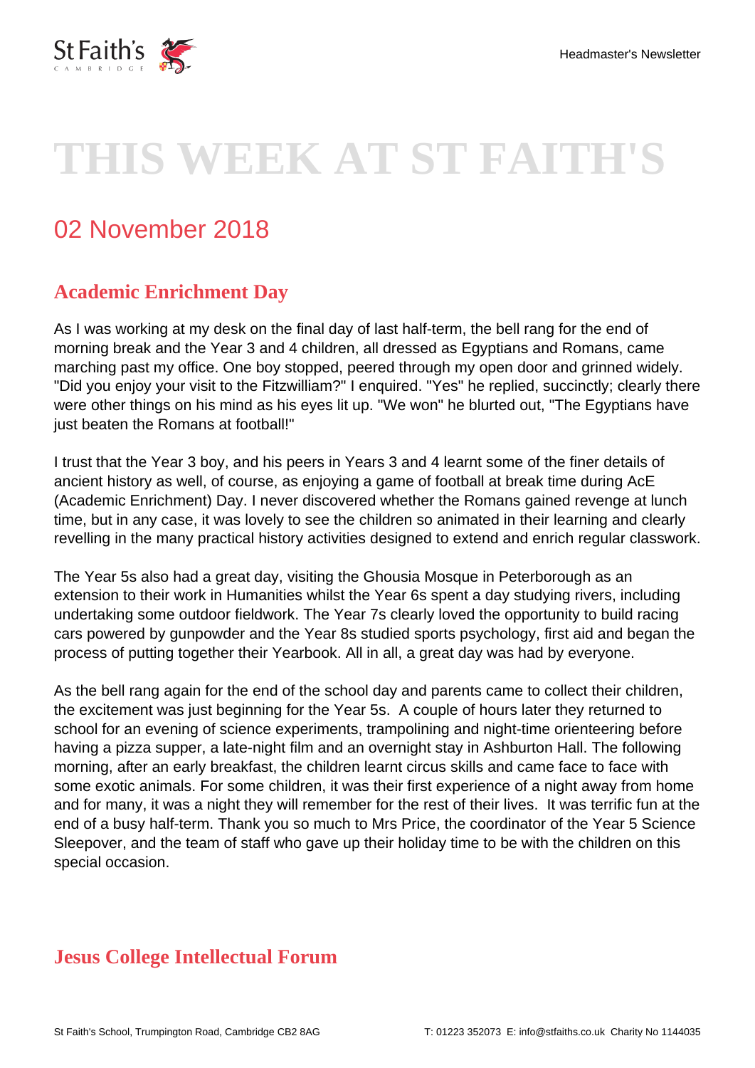# THIS WEEK AT ST FAITH'S

## 02 November 2018

### Academic Enrichment Day

As I was working at my desk on the final day of last half-term, the bell rang for the end of morning break and the Year 3 and 4 children, all dressed as Egyptians and Romans, came marching past my office. One boy stopped, peered through my open door and grinned widely. "Did you enjoy your visit to the Fitzwilliam?" I enquired. "Yes" he replied, succinctly; clearly there were other things on his mind as his eyes lit up. "We won" he blurted out, "The Egyptians have just beaten the Romans at football!"

I trust that the Year 3 boy, and his peers in Years 3 and 4 learnt some of the finer details of ancient history as well, of course, as enjoying a game of football at break time during AcE (Academic Enrichment) Day. I never discovered whether the Romans gained revenge at lunch time, but in any case, it was lovely to see the children so animated in their learning and clearly revelling in the many practical history activities designed to extend and enrich regular classwork.

The Year 5s also had a great day, visiting the Ghousia Mosque in Peterborough as an extension to their work in Humanities whilst the Year 6s spent a day studying rivers, including undertaking some outdoor fieldwork. The Year 7s clearly loved the opportunity to build racing cars powered by gunpowder and the Year 8s studied sports psychology, first aid and began the process of putting together their Yearbook. All in all, a great day was had by everyone.

As the bell rang again for the end of the school day and parents came to collect their children, the excitement was just beginning for the Year 5s. A couple of hours later they returned to school for an evening of science experiments, trampolining and night-time orienteering before having a pizza supper, a late-night film and an overnight stay in Ashburton Hall. The following morning, after an early breakfast, the children learnt circus skills and came face to face with some exotic animals. For some children, it was their first experience of a night away from home and for many, it was a night they will remember for the rest of their lives. It was terrific fun at the end of a busy half-term. Thank you so much to Mrs Price, the coordinator of the Year 5 Science Sleepover, and the team of staff who gave up their holiday time to be with the children on this special occasion.

### Jesus College Intellectual Forum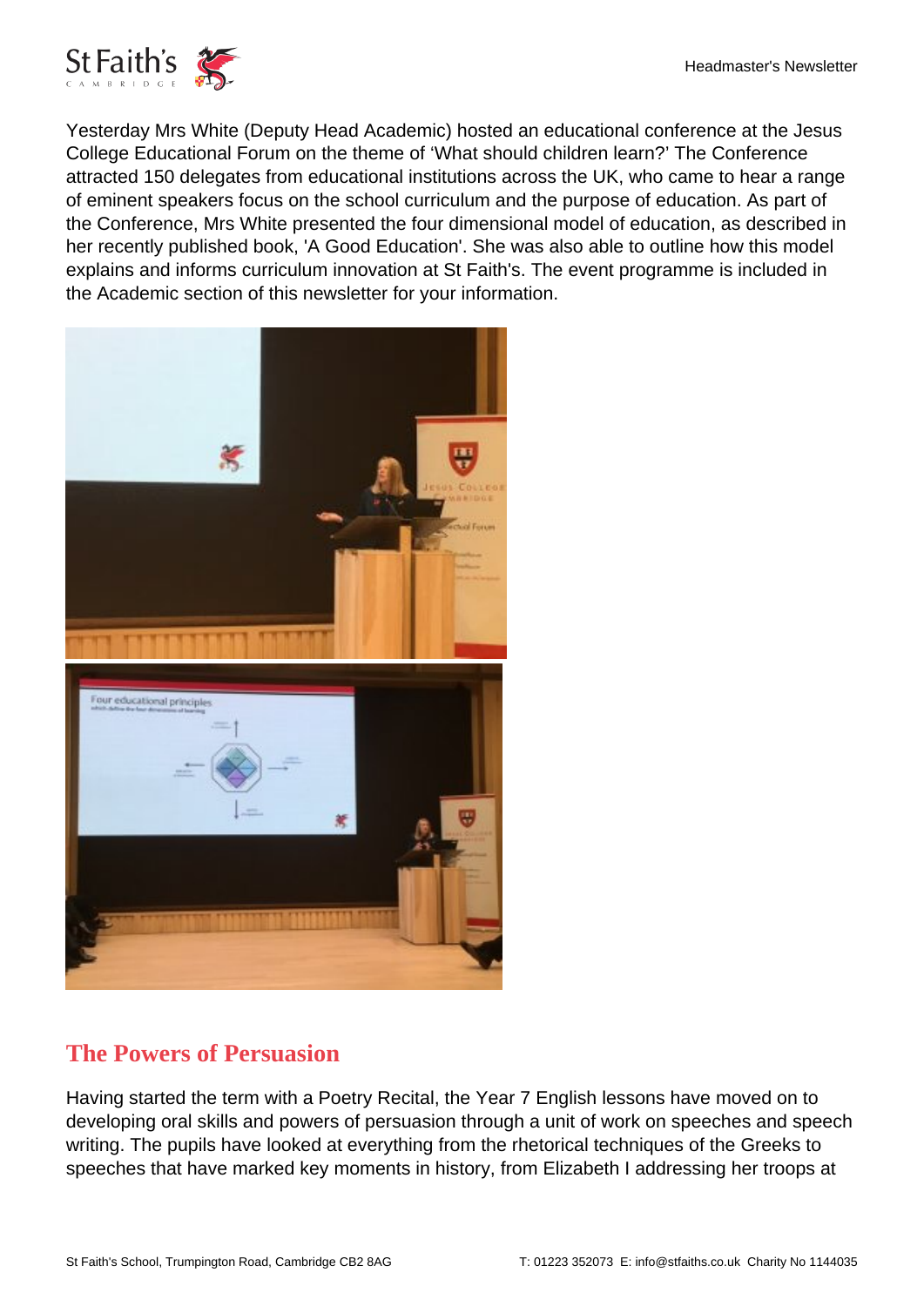Yesterday Mrs White (Deputy Head Academic) hosted an educational conference at the Jesus College Educational Forum on the theme of 'What should children learn?' The Conference attracted 150 delegates from educational institutions across the UK, who came to hear a range of eminent speakers focus on the school curriculum and the purpose of education. As part of the Conference, Mrs White presented the four dimensional model of education, as described in her recently published book, 'A Good Education'. She was also able to outline how this model explains and informs curriculum innovation at St Faith's. The event programme is included in the Academic section of this newsletter for your information.

## The Powers of Persuasion

Having started the term with a Poetry Recital, the Year 7 English lessons have moved on to developing oral skills and powers of persuasion through a unit of work on speeches and speech writing. The pupils have looked at everything from the rhetorical techniques of the Greeks to speeches that have marked key moments in history, from Elizabeth I addressing her troops at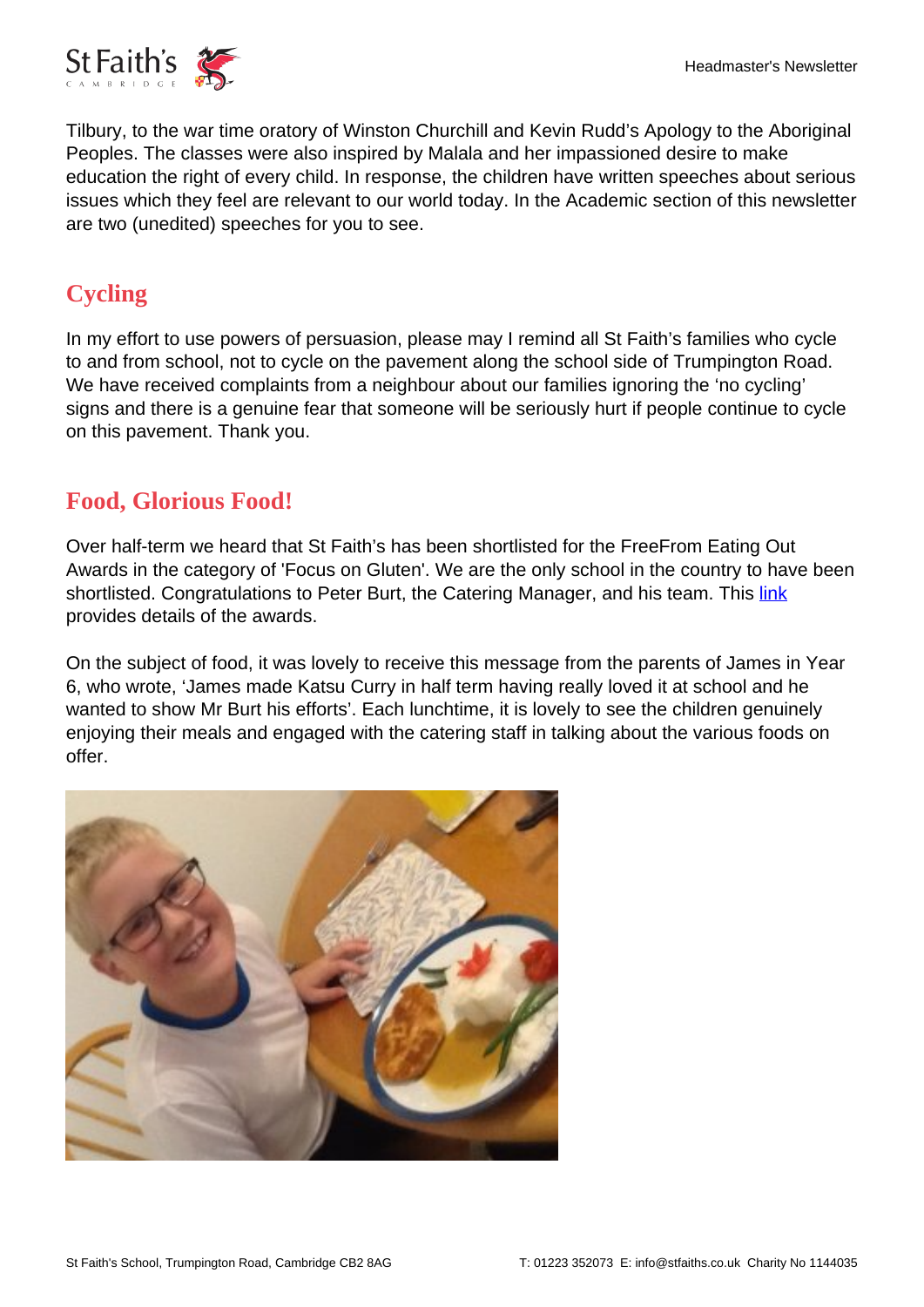Tilbury, to the war time oratory of Winston Churchill and Kevin Rudd's Apology to the Aboriginal Peoples. The classes were also inspired by Malala and her impassioned desire to make education the right of every child. In response, the children have written speeches about serious issues which they feel are relevant to our world today. In the Academic section of this newsletter are two (unedited) speeches for you to see.

## Cycling

In my effort to use powers of persuasion, please may I remind all St Faith's families who cycle to and from school, not to cycle on the pavement along the school side of Trumpington Road. We have received complaints from a neighbour about our families ignoring the 'no cycling' signs and there is a genuine fear that someone will be seriously hurt if people continue to cycle on this pavement. Thank you.

## Food, Glorious Food!

Over half-term we heard that St Faith's has been shortlisted for the FreeFrom Eating Out Awards in the category of 'Focus on Gluten'. We are the only school in the country to have been shortlisted. Congratulations to Peter Burt, the Catering Manager, and his team. This link provides details of the awards.

On the subject of food, it was lovely to receive this message from the parents of James in Year 6, who wrote, 'James made Katsu Curry in half term having really loved it at school and he wanted to show Mr Burt his efforts'. Each lunchtime, it is lovely to see the children genuinely enjoying their meals and engaged with the catering staff in talking about the various foods on offer.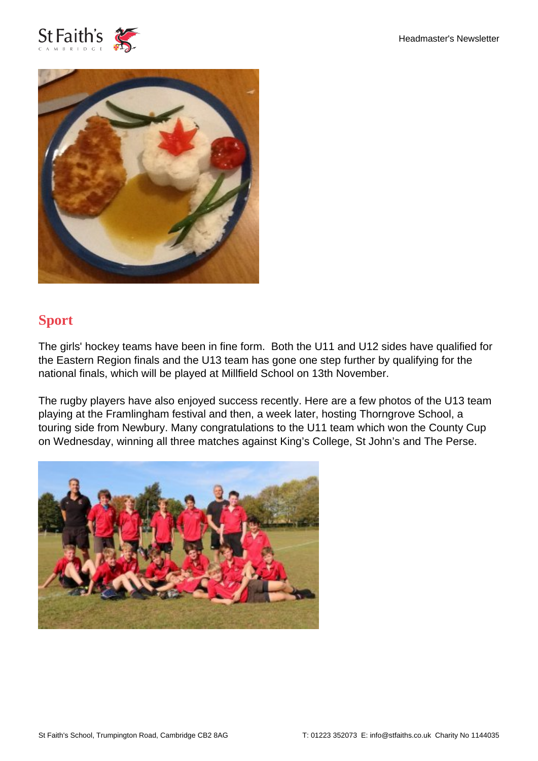## Sport

The girls' hockey teams have been in fine form. Both the U11 and U12 sides have qualified for the Eastern Region finals and the U13 team has gone one step further by qualifying for the national finals, which will be played at Millfield School on 13th November.

The rugby players have also enjoyed success recently. Here are a few photos of the U13 team playing at the Framlingham festival and then, a week later, hosting Thorngrove School, a touring side from Newbury. Many congratulations to the U11 team which won the County Cup on Wednesday, winning all three matches against King's College, St John's and The Perse.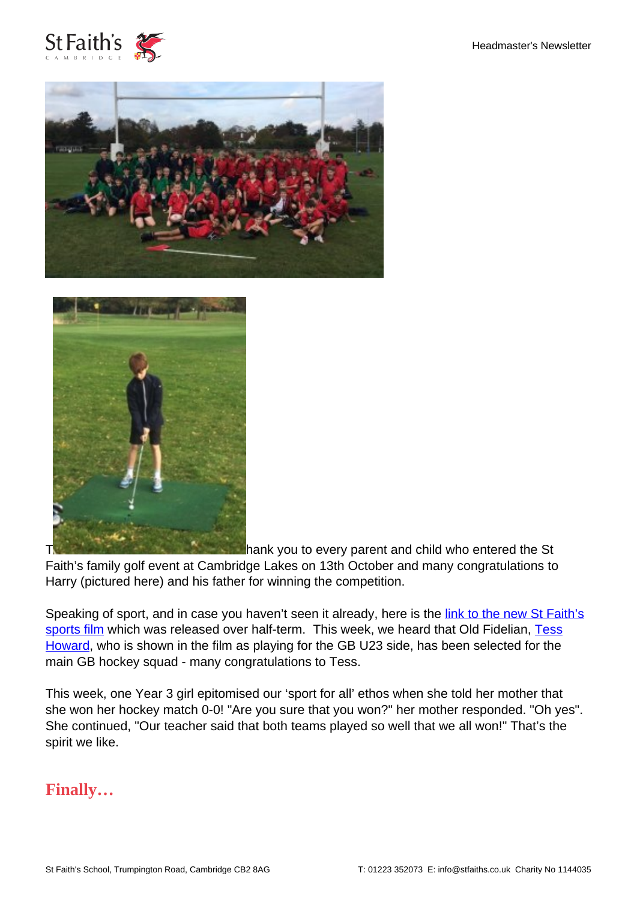Thank you to every parent and child who entered the St Faith's family golf event at Cambridge Lakes on 13th October and many congratulations to Harry (pictured here) and his father for winning the competition.

Speaking of sport, and in case you haven't seen it already, here is the [link to the new St Faith's sports film]() which was released over half-term. This week, we heard that Old Fidelian, [Tess Howard](), who is shown in the film as playing for the GB U23 side, has been selected for the main GB hockey squad - many congratulations to Tess.

This week, one Year 3 girl epitomised our 'sport for all' ethos when she told her mother that she won her hockey match 0-0! "Are you sure that you won?" her mother responded. "Oh yes". She continued, "Our teacher said that both teams played so well that we all won!" That's the spirit we like.

## Finally…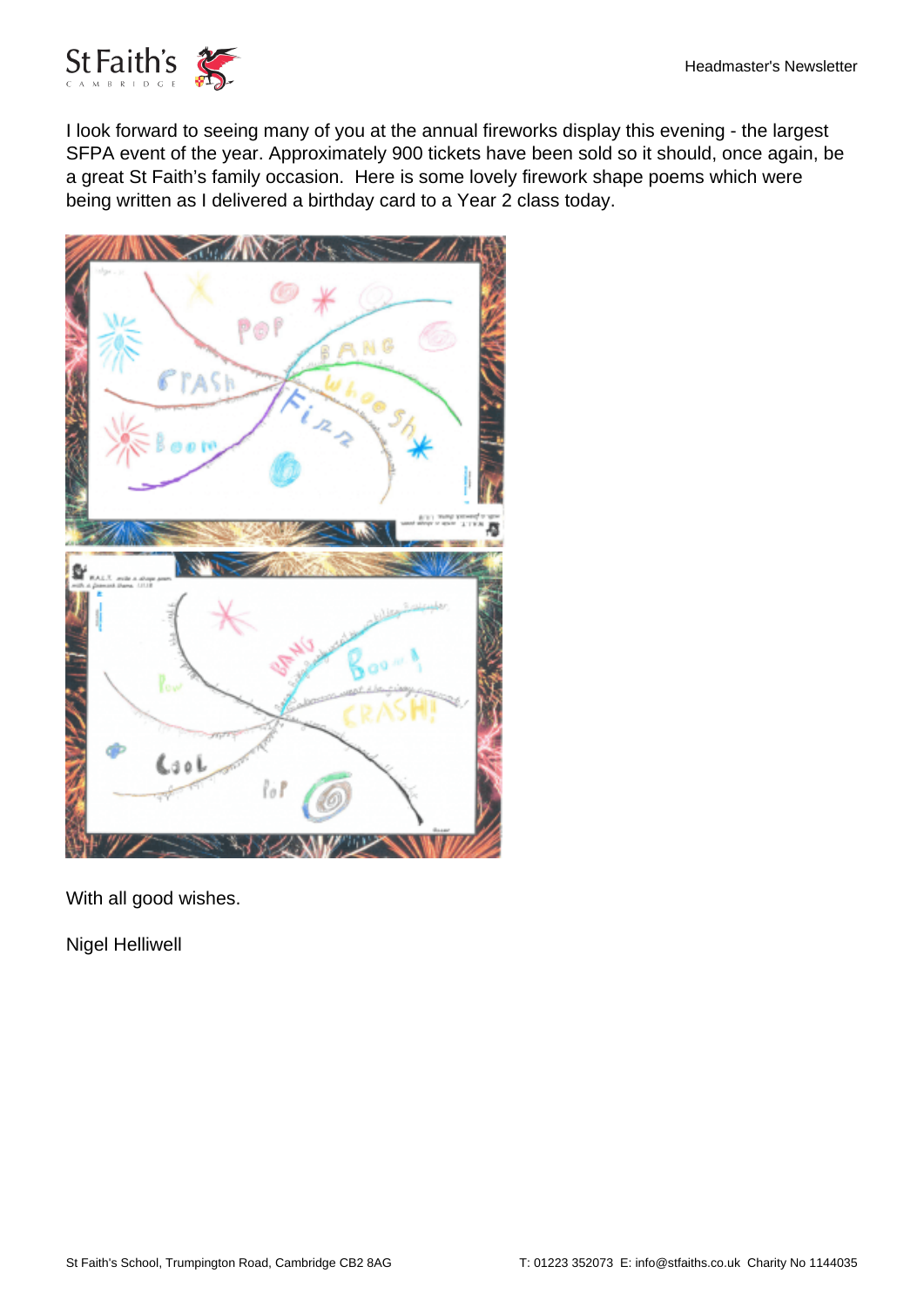I look forward to seeing many of you at the annual fireworks display this evening - the largest SFPA event of the year. Approximately 900 tickets have been sold so it should, once again, be a great St Faith's family occasion. Here is some lovely firework shape poems which were being written as I delivered a birthday card to a Year 2 class today.

With all good wishes.

Nigel Helliwell

St Faith's School, Trumpington Road, Cambridge CB2 8AG

T: 01223 352073 E: info@stfaiths.co.uk Charity No 1144035